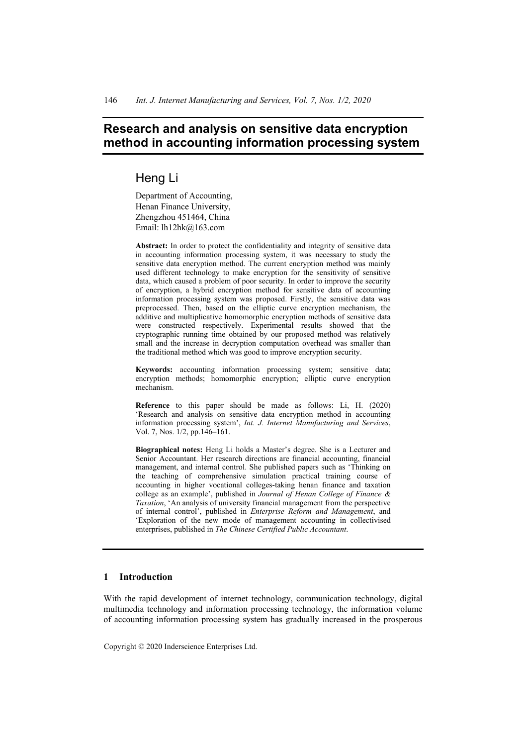# Research and analysis on sensitive data encryption method in accounting information processing system

## Heng Li

Department of Accounting,
Henan Finance University,
Zhengzhou 451464, China
Email: lh12hk@163.com

**Abstract:** In order to protect the confidentiality and integrity of sensitive data in accounting information processing system, it was necessary to study the sensitive data encryption method. The current encryption method was mainly used different technology to make encryption for the sensitivity of sensitive data, which caused a problem of poor security. In order to improve the security of encryption, a hybrid encryption method for sensitive data of accounting information processing system was proposed. Firstly, the sensitive data was preprocessed. Then, based on the elliptic curve encryption mechanism, the additive and multiplicative homomorphic encryption methods of sensitive data were constructed respectively. Experimental results showed that the cryptographic running time obtained by our proposed method was relatively small and the increase in decryption computation overhead was smaller than the traditional method which was good to improve encryption security.

**Keywords:** accounting information processing system; sensitive data; encryption methods; homomorphic encryption; elliptic curve encryption mechanism.

**Reference** to this paper should be made as follows: Li, H. (2020) 'Research and analysis on sensitive data encryption method in accounting information processing system', *Int. J. Internet Manufacturing and Services*, Vol. 7, Nos. 1/2, pp.146–161.

**Biographical notes:** Heng Li holds a Master's degree. She is a Lecturer and Senior Accountant. Her research directions are financial accounting, financial management, and internal control. She published papers such as 'Thinking on the teaching of comprehensive simulation practical training course of accounting in higher vocational colleges-taking henan finance and taxation college as an example', published in *Journal of Henan College of Finance & Taxation*, 'An analysis of university financial management from the perspective of internal control', published in *Enterprise Reform and Management*, and 'Exploration of the new mode of management accounting in collectivised enterprises, published in *The Chinese Certified Public Accountant*.

## 1 Introduction

With the rapid development of internet technology, communication technology, digital multimedia technology and information processing technology, the information volume of accounting information processing system has gradually increased in the prosperous

Copyright © 2020 Inderscience Enterprises Ltd.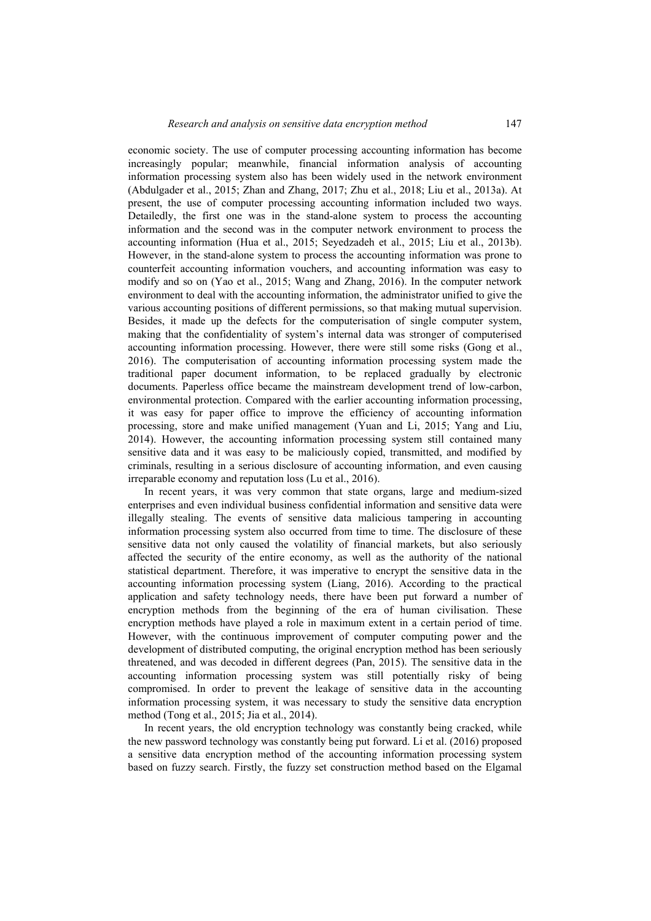economic society. The use of computer processing accounting information has become increasingly popular; meanwhile, financial information analysis of accounting information processing system also has been widely used in the network environment (Abdulgader et al., 2015; Zhan and Zhang, 2017; Zhu et al., 2018; Liu et al., 2013a). At present, the use of computer processing accounting information included two ways. Detailedly, the first one was in the stand-alone system to process the accounting information and the second was in the computer network environment to process the accounting information (Hua et al., 2015; Seyedzadeh et al., 2015; Liu et al., 2013b). However, in the stand-alone system to process the accounting information was prone to counterfeit accounting information vouchers, and accounting information was easy to modify and so on (Yao et al., 2015; Wang and Zhang, 2016). In the computer network environment to deal with the accounting information, the administrator unified to give the various accounting positions of different permissions, so that making mutual supervision. Besides, it made up the defects for the computerisation of single computer system, making that the confidentiality of system's internal data was stronger of computerised accounting information processing. However, there were still some risks (Gong et al., 2016). The computerisation of accounting information processing system made the traditional paper document information, to be replaced gradually by electronic documents. Paperless office became the mainstream development trend of low-carbon, environmental protection. Compared with the earlier accounting information processing, it was easy for paper office to improve the efficiency of accounting information processing, store and make unified management (Yuan and Li, 2015; Yang and Liu, 2014). However, the accounting information processing system still contained many sensitive data and it was easy to be maliciously copied, transmitted, and modified by criminals, resulting in a serious disclosure of accounting information, and even causing irreparable economy and reputation loss (Lu et al., 2016).

In recent years, it was very common that state organs, large and medium-sized enterprises and even individual business confidential information and sensitive data were illegally stealing. The events of sensitive data malicious tampering in accounting information processing system also occurred from time to time. The disclosure of these sensitive data not only caused the volatility of financial markets, but also seriously affected the security of the entire economy, as well as the authority of the national statistical department. Therefore, it was imperative to encrypt the sensitive data in the accounting information processing system (Liang, 2016). According to the practical application and safety technology needs, there have been put forward a number of encryption methods from the beginning of the era of human civilisation. These encryption methods have played a role in maximum extent in a certain period of time. However, with the continuous improvement of computer computing power and the development of distributed computing, the original encryption method has been seriously threatened, and was decoded in different degrees (Pan, 2015). The sensitive data in the accounting information processing system was still potentially risky of being compromised. In order to prevent the leakage of sensitive data in the accounting information processing system, it was necessary to study the sensitive data encryption method (Tong et al., 2015; Jia et al., 2014).

In recent years, the old encryption technology was constantly being cracked, while the new password technology was constantly being put forward. Li et al. (2016) proposed a sensitive data encryption method of the accounting information processing system based on fuzzy search. Firstly, the fuzzy set construction method based on the Elgamal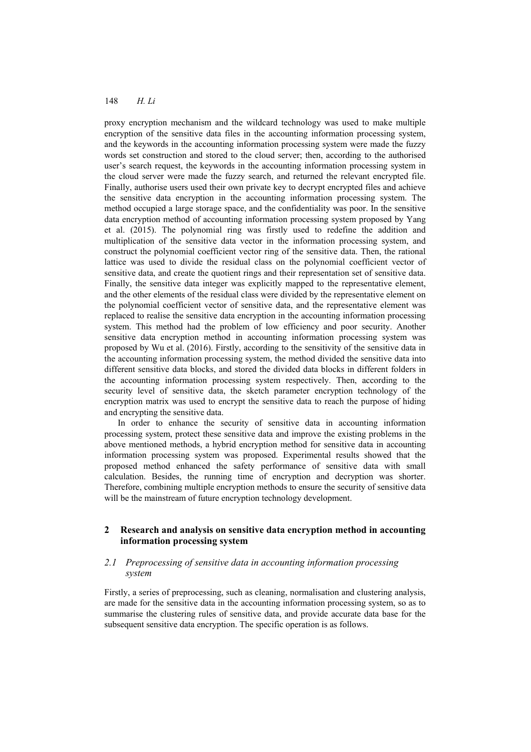proxy encryption mechanism and the wildcard technology was used to make multiple encryption of the sensitive data files in the accounting information processing system, and the keywords in the accounting information processing system were made the fuzzy words set construction and stored to the cloud server; then, according to the authorised user's search request, the keywords in the accounting information processing system in the cloud server were made the fuzzy search, and returned the relevant encrypted file. Finally, authorise users used their own private key to decrypt encrypted files and achieve the sensitive data encryption in the accounting information processing system. The method occupied a large storage space, and the confidentiality was poor. In the sensitive data encryption method of accounting information processing system proposed by Yang et al. (2015). The polynomial ring was firstly used to redefine the addition and multiplication of the sensitive data vector in the information processing system, and construct the polynomial coefficient vector ring of the sensitive data. Then, the rational lattice was used to divide the residual class on the polynomial coefficient vector of sensitive data, and create the quotient rings and their representation set of sensitive data. Finally, the sensitive data integer was explicitly mapped to the representative element, and the other elements of the residual class were divided by the representative element on the polynomial coefficient vector of sensitive data, and the representative element was replaced to realise the sensitive data encryption in the accounting information processing system. This method had the problem of low efficiency and poor security. Another sensitive data encryption method in accounting information processing system was proposed by Wu et al. (2016). Firstly, according to the sensitivity of the sensitive data in the accounting information processing system, the method divided the sensitive data into different sensitive data blocks, and stored the divided data blocks in different folders in the accounting information processing system respectively. Then, according to the security level of sensitive data, the sketch parameter encryption technology of the encryption matrix was used to encrypt the sensitive data to reach the purpose of hiding and encrypting the sensitive data.

In order to enhance the security of sensitive data in accounting information processing system, protect these sensitive data and improve the existing problems in the above mentioned methods, a hybrid encryption method for sensitive data in accounting information processing system was proposed. Experimental results showed that the proposed method enhanced the safety performance of sensitive data with small calculation. Besides, the running time of encryption and decryption was shorter. Therefore, combining multiple encryption methods to ensure the security of sensitive data will be the mainstream of future encryption technology development.

## 2 Research and analysis on sensitive data encryption method in accounting information processing system

### *2.1 Preprocessing of sensitive data in accounting information processing system*

Firstly, a series of preprocessing, such as cleaning, normalisation and clustering analysis, are made for the sensitive data in the accounting information processing system, so as to summarise the clustering rules of sensitive data, and provide accurate data base for the subsequent sensitive data encryption. The specific operation is as follows.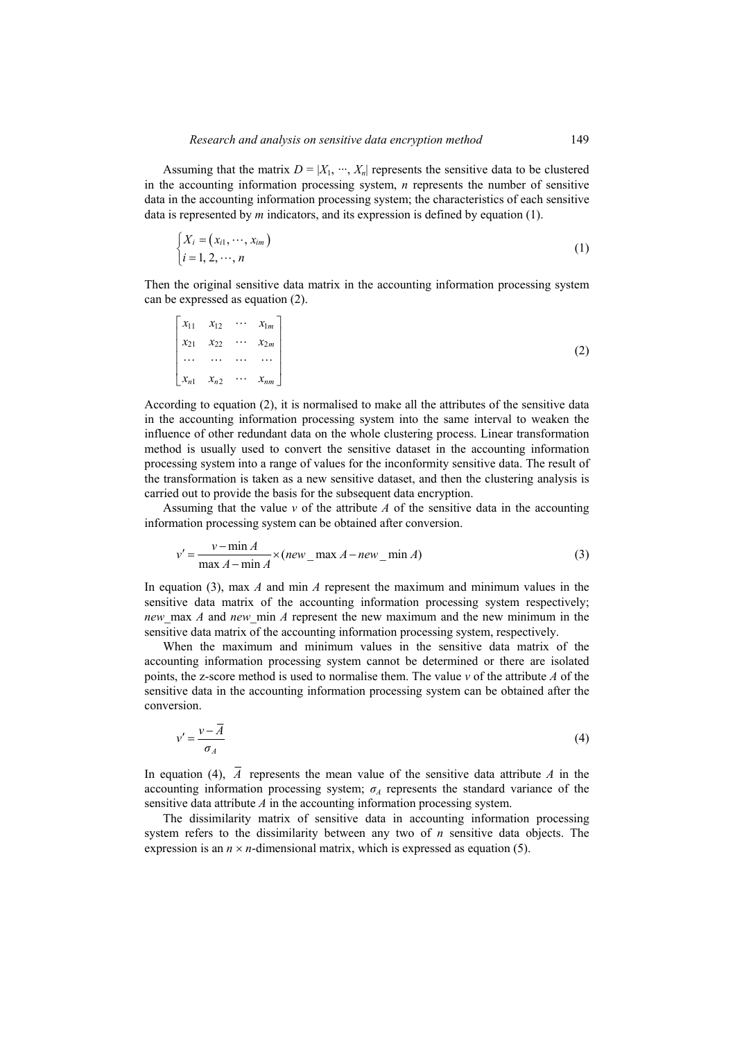Assuming that the matrix $D = |X_1, \cdots, X_n|$ represents the sensitive data to be clustered in the accounting information processing system, $n$ represents the number of sensitive data in the accounting information processing system; the characteristics of each sensitive data is represented by $m$ indicators, and its expression is defined by equation (1).

$$\begin{cases} X_i = \left(x_{i1}, \cdots, x_{im}\right) \\ i = 1, 2, \cdots, n \end{cases} \tag{1}$$

Then the original sensitive data matrix in the accounting information processing system can be expressed as equation (2).

$$\begin{bmatrix} x_{11} & x_{12} & \cdots & x_{1m} \\ x_{21} & x_{22} & \cdots & x_{2m} \\ \cdots & \cdots & \cdots & \cdots \\ x_{n1} & x_{n2} & \cdots & x_{nm} \end{bmatrix} \tag{2}$$

According to equation (2), it is normalised to make all the attributes of the sensitive data in the accounting information processing system into the same interval to weaken the influence of other redundant data on the whole clustering process. Linear transformation method is usually used to convert the sensitive dataset in the accounting information processing system into a range of values for the inconformity sensitive data. The result of the transformation is taken as a new sensitive dataset, and then the clustering analysis is carried out to provide the basis for the subsequent data encryption.

Assuming that the value $v$ of the attribute $A$ of the sensitive data in the accounting information processing system can be obtained after conversion.

$$v' = \frac{v - \min A}{\max A - \min A} \times (new\_\max A - new\_\min A) \tag{3}$$

In equation (3), $\max A$ and $\min A$ represent the maximum and minimum values in the sensitive data matrix of the accounting information processing system respectively; *new*_max $A$ and *new*_min $A$ represent the new maximum and the new minimum in the sensitive data matrix of the accounting information processing system, respectively.

When the maximum and minimum values in the sensitive data matrix of the accounting information processing system cannot be determined or there are isolated points, the z-score method is used to normalise them. The value $v$ of the attribute $A$ of the sensitive data in the accounting information processing system can be obtained after the conversion.

$$v' = \frac{v - \overline{A}}{\sigma_A} \tag{4}$$

In equation (4), $\overline{A}$ represents the mean value of the sensitive data attribute $A$ in the accounting information processing system; $\sigma_A$ represents the standard variance of the sensitive data attribute $A$ in the accounting information processing system.

The dissimilarity matrix of sensitive data in accounting information processing system refers to the dissimilarity between any two of $n$ sensitive data objects. The expression is an $n \times n$-dimensional matrix, which is expressed as equation (5).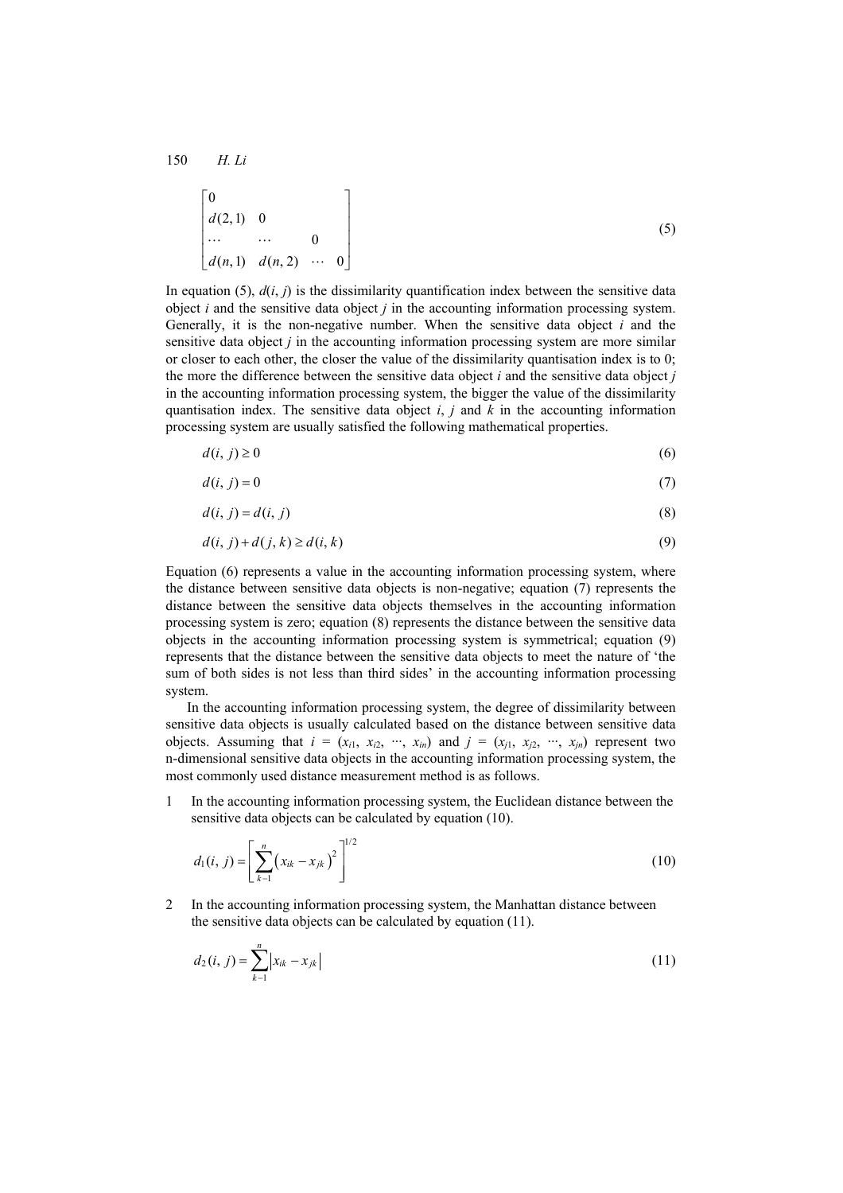$$
\begin{bmatrix}
0 & & & \\
d(2,1) & 0 & & \\
\cdots & \cdots & 0 & \\
d(n,1) & d(n,2) & \cdots & 0
\end{bmatrix} \tag{5}
$$

In equation (5), $d(i, j)$ is the dissimilarity quantification index between the sensitive data object $i$ and the sensitive data object $j$ in the accounting information processing system. Generally, it is the non-negative number. When the sensitive data object $i$ and the sensitive data object $j$ in the accounting information processing system are more similar or closer to each other, the closer the value of the dissimilarity quantisation index is to 0; the more the difference between the sensitive data object $i$ and the sensitive data object $j$ in the accounting information processing system, the bigger the value of the dissimilarity quantisation index. The sensitive data object $i$, $j$ and $k$ in the accounting information processing system are usually satisfied the following mathematical properties.

$$
d(i, j) \geq 0 \tag{6}
$$

$$
d(i, j) = 0 \tag{7}
$$

$$
d(i, j) = d(i, j) \tag{8}
$$

$$
d(i, j) + d(j, k) \geq d(i, k) \tag{9}
$$

Equation (6) represents a value in the accounting information processing system, where the distance between sensitive data objects is non-negative; equation (7) represents the distance between the sensitive data objects themselves in the accounting information processing system is zero; equation (8) represents the distance between the sensitive data objects in the accounting information processing system is symmetrical; equation (9) represents that the distance between the sensitive data objects to meet the nature of 'the sum of both sides is not less than third sides' in the accounting information processing system.

In the accounting information processing system, the degree of dissimilarity between sensitive data objects is usually calculated based on the distance between sensitive data objects. Assuming that $i = (x_{i1}, x_{i2}, \cdots, x_{in})$ and $j = (x_{j1}, x_{j2}, \cdots, x_{jn})$ represent two n-dimensional sensitive data objects in the accounting information processing system, the most commonly used distance measurement method is as follows.

1 In the accounting information processing system, the Euclidean distance between the sensitive data objects can be calculated by equation (10).

$$
d_1(i, j) = \left[ \sum_{k-1}^{n} \left( x_{ik} - x_{jk} \right)^2 \right]^{1/2} \tag{10}
$$

2 In the accounting information processing system, the Manhattan distance between the sensitive data objects can be calculated by equation (11).

$$
d_2(i, j) = \sum_{k-1}^{n} \left| x_{ik} - x_{jk} \right| \tag{11}
$$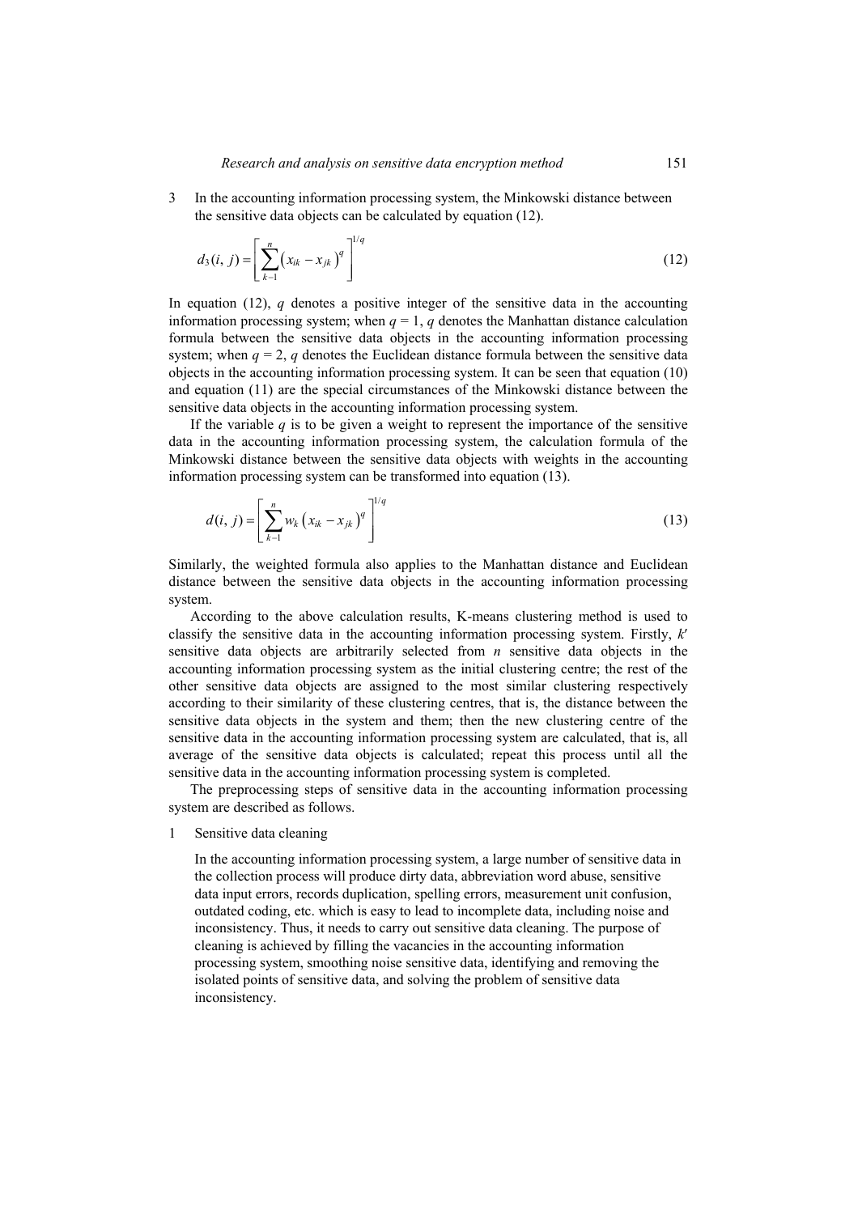3 In the accounting information processing system, the Minkowski distance between the sensitive data objects can be calculated by equation (12).

$$d_3(i, j) = \left[ \sum_{k-1}^{n} \left( x_{ik} - x_{jk} \right)^q \right]^{1/q} \tag{12}$$

In equation (12), $q$ denotes a positive integer of the sensitive data in the accounting information processing system; when $q = 1$, $q$ denotes the Manhattan distance calculation formula between the sensitive data objects in the accounting information processing system; when $q = 2$, $q$ denotes the Euclidean distance formula between the sensitive data objects in the accounting information processing system. It can be seen that equation (10) and equation (11) are the special circumstances of the Minkowski distance between the sensitive data objects in the accounting information processing system.

If the variable $q$ is to be given a weight to represent the importance of the sensitive data in the accounting information processing system, the calculation formula of the Minkowski distance between the sensitive data objects with weights in the accounting information processing system can be transformed into equation (13).

$$d(i, j) = \left[ \sum_{k-1}^{n} w_k \left( x_{ik} - x_{jk} \right)^q \right]^{1/q} \tag{13}$$

Similarly, the weighted formula also applies to the Manhattan distance and Euclidean distance between the sensitive data objects in the accounting information processing system.

According to the above calculation results, K-means clustering method is used to classify the sensitive data in the accounting information processing system. Firstly, $k'$ sensitive data objects are arbitrarily selected from $n$ sensitive data objects in the accounting information processing system as the initial clustering centre; the rest of the other sensitive data objects are assigned to the most similar clustering respectively according to their similarity of these clustering centres, that is, the distance between the sensitive data objects in the system and them; then the new clustering centre of the sensitive data in the accounting information processing system are calculated, that is, all average of the sensitive data objects is calculated; repeat this process until all the sensitive data in the accounting information processing system is completed.

The preprocessing steps of sensitive data in the accounting information processing system are described as follows.

1 Sensitive data cleaning

In the accounting information processing system, a large number of sensitive data in the collection process will produce dirty data, abbreviation word abuse, sensitive data input errors, records duplication, spelling errors, measurement unit confusion, outdated coding, etc. which is easy to lead to incomplete data, including noise and inconsistency. Thus, it needs to carry out sensitive data cleaning. The purpose of cleaning is achieved by filling the vacancies in the accounting information processing system, smoothing noise sensitive data, identifying and removing the isolated points of sensitive data, and solving the problem of sensitive data inconsistency.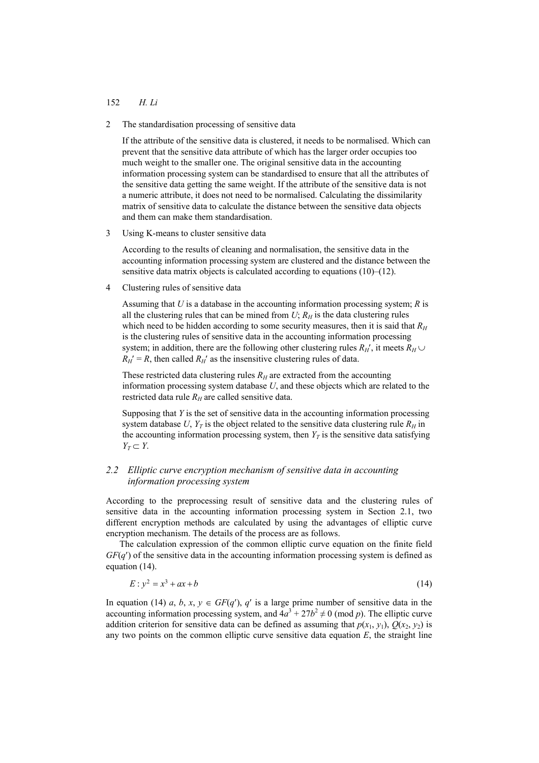2 The standardisation processing of sensitive data

If the attribute of the sensitive data is clustered, it needs to be normalised. Which can prevent that the sensitive data attribute of which has the larger order occupies too much weight to the smaller one. The original sensitive data in the accounting information processing system can be standardised to ensure that all the attributes of the sensitive data getting the same weight. If the attribute of the sensitive data is not a numeric attribute, it does not need to be normalised. Calculating the dissimilarity matrix of sensitive data to calculate the distance between the sensitive data objects and them can make them standardisation.

3 Using K-means to cluster sensitive data

According to the results of cleaning and normalisation, the sensitive data in the accounting information processing system are clustered and the distance between the sensitive data matrix objects is calculated according to equations (10)–(12).

4 Clustering rules of sensitive data

Assuming that $U$ is a database in the accounting information processing system; $R$ is all the clustering rules that can be mined from $U$; $R_H$ is the data clustering rules which need to be hidden according to some security measures, then it is said that $R_H$ is the clustering rules of sensitive data in the accounting information processing system; in addition, there are the following other clustering rules $R_H'$, it meets $R_H \cup R_H' = R$, then called $R_H'$ as the insensitive clustering rules of data.

These restricted data clustering rules $R_H$ are extracted from the accounting information processing system database $U$, and these objects which are related to the restricted data rule $R_H$ are called sensitive data.

Supposing that $Y$ is the set of sensitive data in the accounting information processing system database $U$, $Y_T$ is the object related to the sensitive data clustering rule $R_H$ in the accounting information processing system, then $Y_T$ is the sensitive data satisfying $Y_T \subset Y$.

### 2.2 Elliptic curve encryption mechanism of sensitive data in accounting information processing system

According to the preprocessing result of sensitive data and the clustering rules of sensitive data in the accounting information processing system in Section 2.1, two different encryption methods are calculated by using the advantages of elliptic curve encryption mechanism. The details of the process are as follows.

The calculation expression of the common elliptic curve equation on the finite field $GF(q')$ of the sensitive data in the accounting information processing system is defined as equation (14).

$$E: y^2 = x^3 + ax + b \tag{14}$$

In equation (14) $a, b, x, y \in GF(q')$, $q'$ is a large prime number of sensitive data in the accounting information processing system, and $4a^3 + 27b^2 \neq 0 \pmod{p}$. The elliptic curve addition criterion for sensitive data can be defined as assuming that $p(x_1, y_1)$, $Q(x_2, y_2)$ is any two points on the common elliptic curve sensitive data equation $E$, the straight line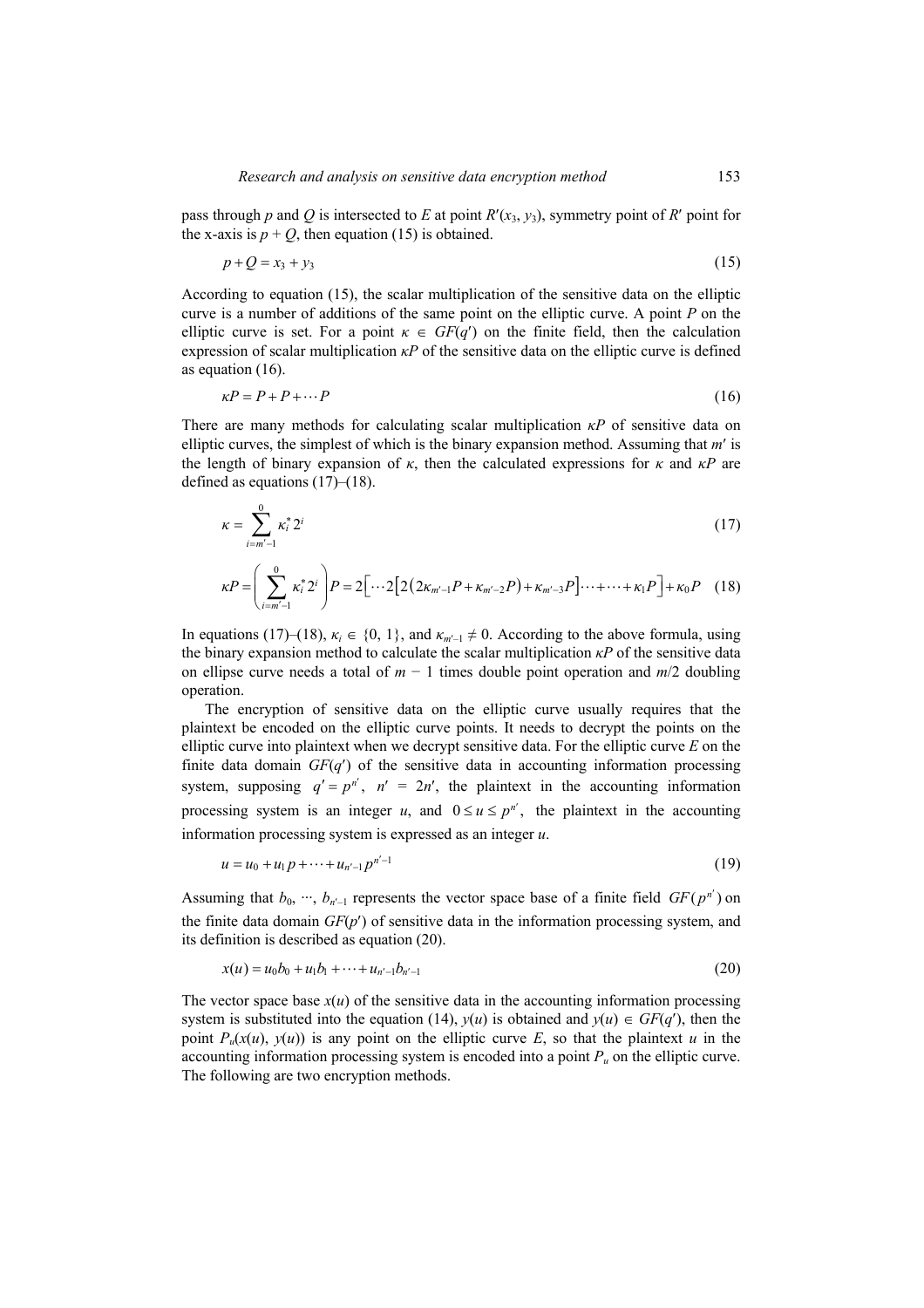pass through $p$ and $Q$ is intersected to $E$ at point $R'(x_3, y_3)$, symmetry point of $R'$ point for the x-axis is $p + Q$, then equation (15) is obtained.

$$p + Q = x_3 + y_3 \tag{15}$$

According to equation (15), the scalar multiplication of the sensitive data on the elliptic curve is a number of additions of the same point on the elliptic curve. A point $P$ on the elliptic curve is set. For a point $\kappa \in GF(q')$ on the finite field, then the calculation expression of scalar multiplication $\kappa P$ of the sensitive data on the elliptic curve is defined as equation (16).

$$\kappa P = P + P + \cdots P \tag{16}$$

There are many methods for calculating scalar multiplication $\kappa P$ of sensitive data on elliptic curves, the simplest of which is the binary expansion method. Assuming that $m'$ is the length of binary expansion of $\kappa$, then the calculated expressions for $\kappa$ and $\kappa P$ are defined as equations (17)–(18).

$$\kappa = \sum_{i=m'-1}^{0} \kappa_i^* 2^i \tag{17}$$

$$\kappa P = \left( \sum_{i=m'-1}^{0} \kappa_i^* 2^i \right) P = 2\left[ \cdots 2\left[ 2\left( 2\kappa_{m'-1} P + \kappa_{m'-2} P \right) + \kappa_{m'-3} P \right] \cdots + \cdots + \kappa_1 P \right] + \kappa_0 P \tag{18}$$

In equations (17)–(18), $\kappa_i \in \{0, 1\}$, and $\kappa_{m'-1} \neq 0$. According to the above formula, using the binary expansion method to calculate the scalar multiplication $\kappa P$ of the sensitive data on ellipse curve needs a total of $m - 1$ times double point operation and $m/2$ doubling operation.

The encryption of sensitive data on the elliptic curve usually requires that the plaintext be encoded on the elliptic curve points. It needs to decrypt the points on the elliptic curve into plaintext when we decrypt sensitive data. For the elliptic curve $E$ on the finite data domain $GF(q')$ of the sensitive data in accounting information processing system, supposing $q' = p^{n'}$, $n' = 2n'$, the plaintext in the accounting information processing system is an integer $u$, and $0 \le u \le p^{n'}$, the plaintext in the accounting information processing system is expressed as an integer $u$.

$$u = u_0 + u_1 p + \cdots + u_{n'-1} p^{n'-1} \tag{19}$$

Assuming that $b_0, \cdots, b_{n'-1}$ represents the vector space base of a finite field $GF(p^{n'})$ on the finite data domain $GF(p')$ of sensitive data in the information processing system, and its definition is described as equation (20).

$$x(u) = u_0 b_0 + u_1 b_1 + \cdots + u_{n'-1} b_{n'-1} \tag{20}$$

The vector space base $x(u)$ of the sensitive data in the accounting information processing system is substituted into the equation (14), $y(u)$ is obtained and $y(u) \in GF(q')$, then the point $P_u(x(u), y(u))$ is any point on the elliptic curve $E$, so that the plaintext $u$ in the accounting information processing system is encoded into a point $P_u$ on the elliptic curve. The following are two encryption methods.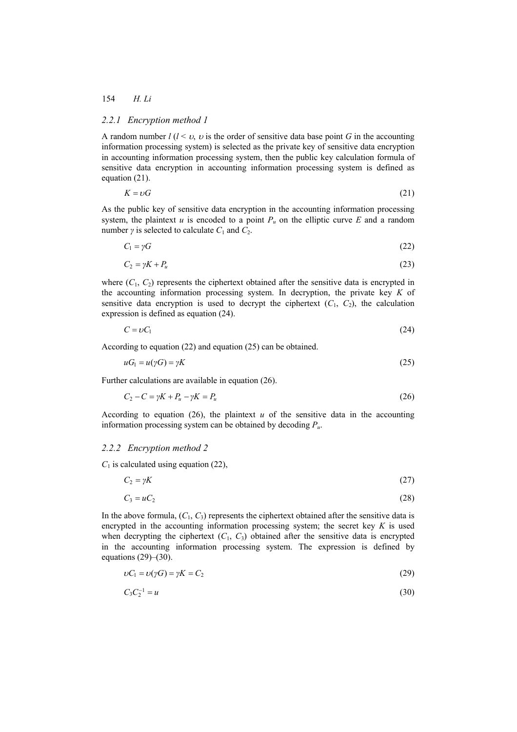### 2.2.1 Encryption method 1

A random number $l$ ($l < \upsilon$, $\upsilon$ is the order of sensitive data base point $G$ in the accounting information processing system) is selected as the private key of sensitive data encryption in accounting information processing system, then the public key calculation formula of sensitive data encryption in accounting information processing system is defined as equation (21).

$$K = \upsilon G \tag{21}$$

As the public key of sensitive data encryption in the accounting information processing system, the plaintext $u$ is encoded to a point $P_u$ on the elliptic curve $E$ and a random number $\gamma$ is selected to calculate $C_1$ and $C_2$.

$$C_1 = \gamma G \tag{22}$$

$$C_2 = \gamma K + P_u \tag{23}$$

where ($C_1$, $C_2$) represents the ciphertext obtained after the sensitive data is encrypted in the accounting information processing system. In decryption, the private key $K$ of sensitive data encryption is used to decrypt the ciphertext ($C_1$, $C_2$), the calculation expression is defined as equation (24).

$$C = \upsilon C_1 \tag{24}$$

According to equation (22) and equation (25) can be obtained.

$$uG_1 = u(\gamma G) = \gamma K \tag{25}$$

Further calculations are available in equation (26).

$$C_2 - C = \gamma K + P_u - \gamma K = P_u \tag{26}$$

According to equation (26), the plaintext $u$ of the sensitive data in the accounting information processing system can be obtained by decoding $P_u$.

### 2.2.2 Encryption method 2

$C_1$ is calculated using equation (22),

$$C_2 = \gamma K \tag{27}$$

$$C_3 = uC_2 \tag{28}$$

In the above formula, ($C_1$, $C_3$) represents the ciphertext obtained after the sensitive data is encrypted in the accounting information processing system; the secret key $K$ is used when decrypting the ciphertext ($C_1$, $C_3$) obtained after the sensitive data is encrypted in the accounting information processing system. The expression is defined by equations (29)–(30).

$$\upsilon C_1 = \upsilon(\gamma G) = \gamma K = C_2 \tag{29}$$

$$C_3 C_2^{-1} = u \tag{30}$$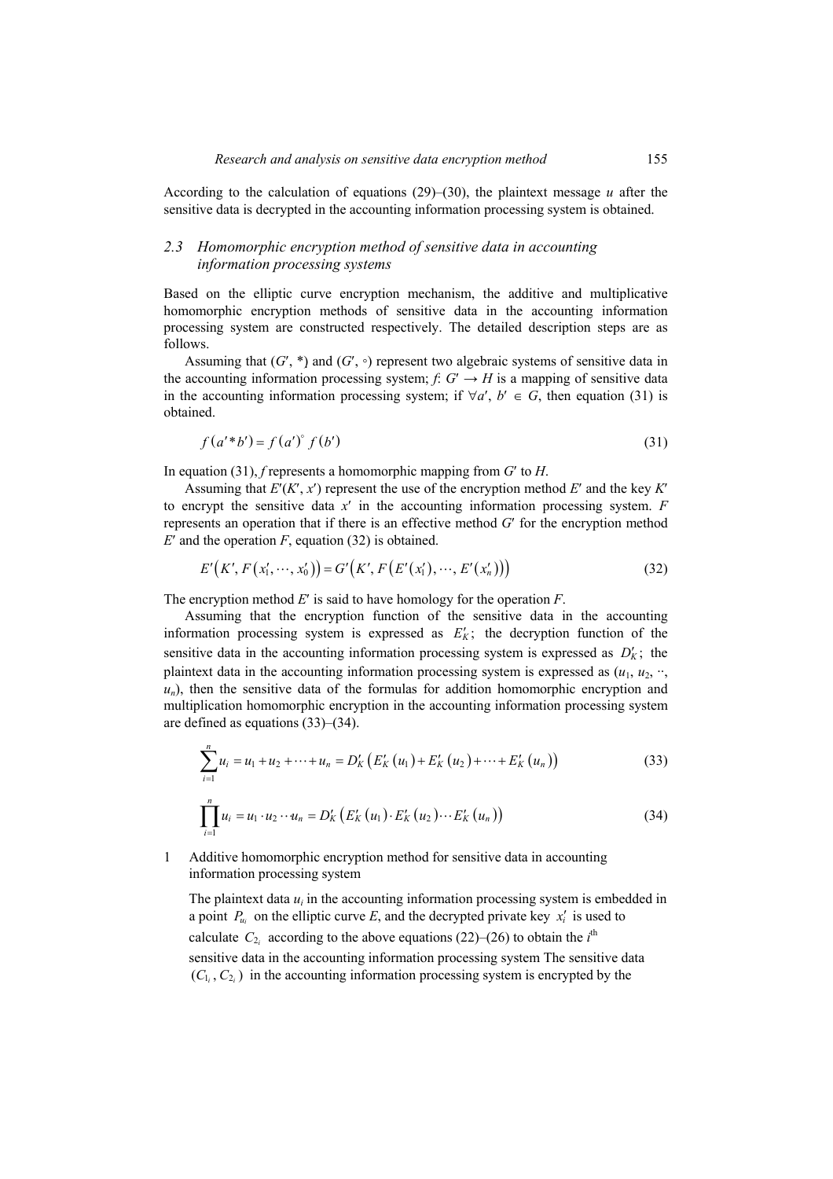According to the calculation of equations (29)–(30), the plaintext message $u$ after the sensitive data is decrypted in the accounting information processing system is obtained.

### 2.3 Homomorphic encryption method of sensitive data in accounting information processing systems

Based on the elliptic curve encryption mechanism, the additive and multiplicative homomorphic encryption methods of sensitive data in the accounting information processing system are constructed respectively. The detailed description steps are as follows.

Assuming that $(G', *)$ and $(G', \circ)$ represent two algebraic systems of sensitive data in the accounting information processing system; $f$: $G' \to H$ is a mapping of sensitive data in the accounting information processing system; if $\forall a'$, $b' \in G$, then equation (31) is obtained.

$$f\left(a' * b'\right) = f\left(a'\right)^{\circ} f\left(b'\right) \tag{31}$$

In equation (31), $f$ represents a homomorphic mapping from $G'$ to $H$.

Assuming that $E'(K', x')$ represent the use of the encryption method $E'$ and the key $K'$ to encrypt the sensitive data $x'$ in the accounting information processing system. $F$ represents an operation that if there is an effective method $G'$ for the encryption method $E'$ and the operation $F$, equation (32) is obtained.

$$E'\left(K', F\left(x_1', \cdots, x_0'\right)\right) = G'\left(K', F\left(E'\left(x_1'\right), \cdots, E'\left(x_n'\right)\right)\right) \tag{32}$$

The encryption method $E'$ is said to have homology for the operation $F$.

Assuming that the encryption function of the sensitive data in the accounting information processing system is expressed as $E_K'$; the decryption function of the sensitive data in the accounting information processing system is expressed as $D_K'$; the plaintext data in the accounting information processing system is expressed as $(u_1, u_2, \cdot\cdot, u_n)$, then the sensitive data of the formulas for addition homomorphic encryption and multiplication homomorphic encryption in the accounting information processing system are defined as equations (33)–(34).

$$\sum_{i=1}^{n} u_i = u_1 + u_2 + \cdots + u_n = D_K'\left(E_K'\left(u_1\right) + E_K'\left(u_2\right) + \cdots + E_K'\left(u_n\right)\right) \tag{33}$$

$$\prod_{i=1}^{n} u_i = u_1 \cdot u_2 \cdot\cdot u_n = D_K'\left(E_K'\left(u_1\right) \cdot E_K'\left(u_2\right) \cdots E_K'\left(u_n\right)\right) \tag{34}$$

1 Additive homomorphic encryption method for sensitive data in accounting information processing system

   The plaintext data $u_i$ in the accounting information processing system is embedded in a point $P_{u_i}$ on the elliptic curve $E$, and the decrypted private key $x_i'$ is used to calculate $C_{2_i}$ according to the above equations (22)–(26) to obtain the $i^{\text{th}}$ sensitive data in the accounting information processing system The sensitive data $(C_{1_i}, C_{2_i})$ in the accounting information processing system is encrypted by the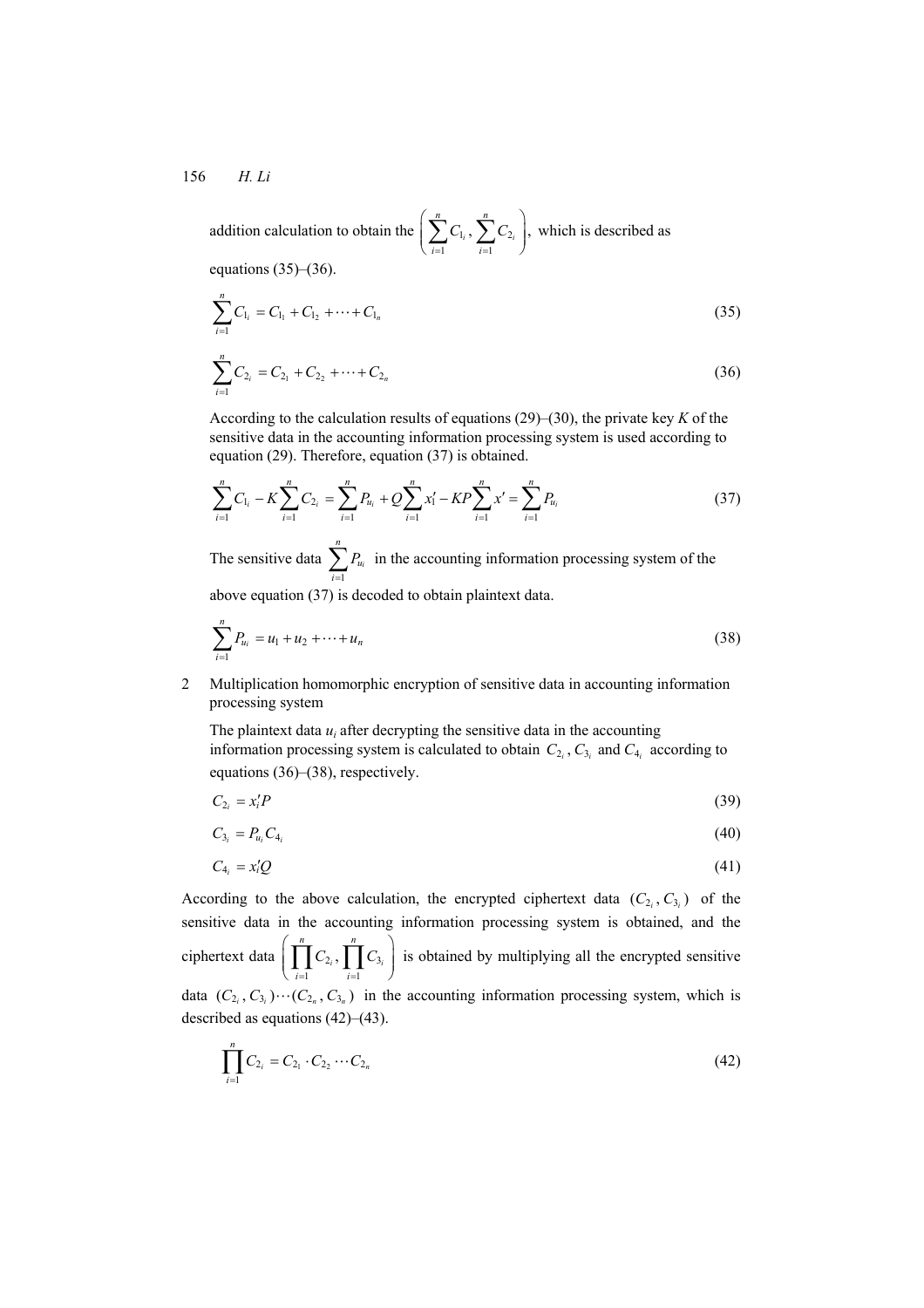addition calculation to obtain the $\left(\sum_{i=1}^{n} C_{1_i}, \sum_{i=1}^{n} C_{2_i}\right)$, which is described as equations (35)–(36).

$$\sum_{i=1}^{n} C_{1_i} = C_{1_1} + C_{1_2} + \cdots + C_{1_n} \tag{35}$$

$$\sum_{i=1}^{n} C_{2_i} = C_{2_1} + C_{2_2} + \cdots + C_{2_n} \tag{36}$$

According to the calculation results of equations (29)–(30), the private key $K$ of the sensitive data in the accounting information processing system is used according to equation (29). Therefore, equation (37) is obtained.

$$\sum_{i=1}^{n} C_{1_i} - K\sum_{i=1}^{n} C_{2_i} = \sum_{i=1}^{n} P_{u_i} + Q\sum_{i=1}^{n} x_1' - KP\sum_{i=1}^{n} x' = \sum_{i=1}^{n} P_{u_i} \tag{37}$$

The sensitive data $\sum_{i=1}^{n} P_{u_i}$ in the accounting information processing system of the above equation (37) is decoded to obtain plaintext data.

$$\sum_{i=1}^{n} P_{u_i} = u_1 + u_2 + \cdots + u_n \tag{38}$$

2 Multiplication homomorphic encryption of sensitive data in accounting information processing system

The plaintext data $u_i$ after decrypting the sensitive data in the accounting information processing system is calculated to obtain $C_{2_i}$, $C_{3_i}$ and $C_{4_i}$ according to equations (36)–(38), respectively.

$$C_{2_i} = x_i' P \tag{39}$$

$$C_{3_i} = P_{u_i} C_{4_i} \tag{40}$$

$$C_{4_i} = x_i' Q \tag{41}$$

According to the above calculation, the encrypted ciphertext data $(C_{2_i}, C_{3_i})$ of the sensitive data in the accounting information processing system is obtained, and the ciphertext data $\left(\prod_{i=1}^{n} C_{2_i}, \prod_{i=1}^{n} C_{3_i}\right)$ is obtained by multiplying all the encrypted sensitive data $(C_{2_i}, C_{3_i}) \cdots (C_{2_n}, C_{3_n})$ in the accounting information processing system, which is described as equations (42)–(43).

$$\prod_{i=1}^{n} C_{2_i} = C_{2_1} \cdot C_{2_2} \cdots C_{2_n} \tag{42}$$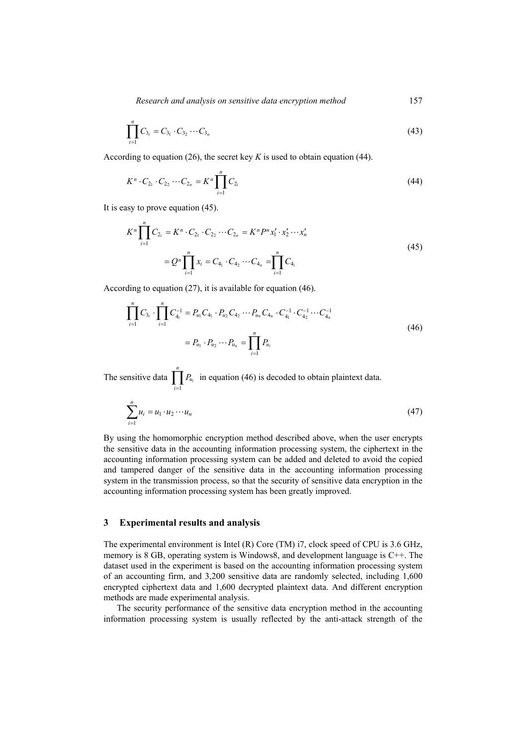$$\prod_{i=1}^{n} C_{3_i} = C_{3_1} \cdot C_{3_2} \cdots C_{3_n} \tag{43}$$

According to equation (26), the secret key $K$ is used to obtain equation (44).

$$K^n \cdot C_{2_1} \cdot C_{2_2} \cdots C_{2_n} = K^n \prod_{i=1}^{n} C_{2_i} \tag{44}$$

It is easy to prove equation (45).

$$\begin{aligned} K^n \prod_{i=1}^{n} C_{2_i} &= K^n \cdot C_{2_1} \cdot C_{2_2} \cdots C_{2_n} = K^n P^n x_1' \cdot x_2' \cdots x_n' \\ &= Q^n \prod_{i=1}^{n} x_i = C_{4_1} \cdot C_{4_2} \cdots C_{4_n} = \prod_{i=1}^{n} C_{4_i} \end{aligned} \tag{45}$$

According to equation (27), it is available for equation (46).

$$\begin{aligned} \prod_{i=1}^{n} C_{3_i} \cdot \prod_{i=1}^{n} C_{4_i}^{-1} &= P_{u_1} C_{4_1} \cdot P_{u_2} C_{4_2} \cdots P_{u_n} C_{4_n} \cdot C_{4_1}^{-1} \cdot C_{4_2}^{-1} \cdots C_{4_n}^{-1} \\ &= P_{u_1} \cdot P_{u_2} \cdots P_{u_n} = \prod_{i=1}^{n} P_{u_i} \end{aligned} \tag{46}$$

The sensitive data $\prod_{i=1}^{n} P_{u_i}$ in equation (46) is decoded to obtain plaintext data.

$$\sum_{i=1}^{n} u_i = u_1 \cdot u_2 \cdots u_n \tag{47}$$

By using the homomorphic encryption method described above, when the user encrypts the sensitive data in the accounting information processing system, the ciphertext in the accounting information processing system can be added and deleted to avoid the copied and tampered danger of the sensitive data in the accounting information processing system in the transmission process, so that the security of sensitive data encryption in the accounting information processing system has been greatly improved.

## 3 Experimental results and analysis

The experimental environment is Intel (R) Core (TM) i7, clock speed of CPU is 3.6 GHz, memory is 8 GB, operating system is Windows8, and development language is C++. The dataset used in the experiment is based on the accounting information processing system of an accounting firm, and 3,200 sensitive data are randomly selected, including 1,600 encrypted ciphertext data and 1,600 decrypted plaintext data. And different encryption methods are made experimental analysis.

The security performance of the sensitive data encryption method in the accounting information processing system is usually reflected by the anti-attack strength of the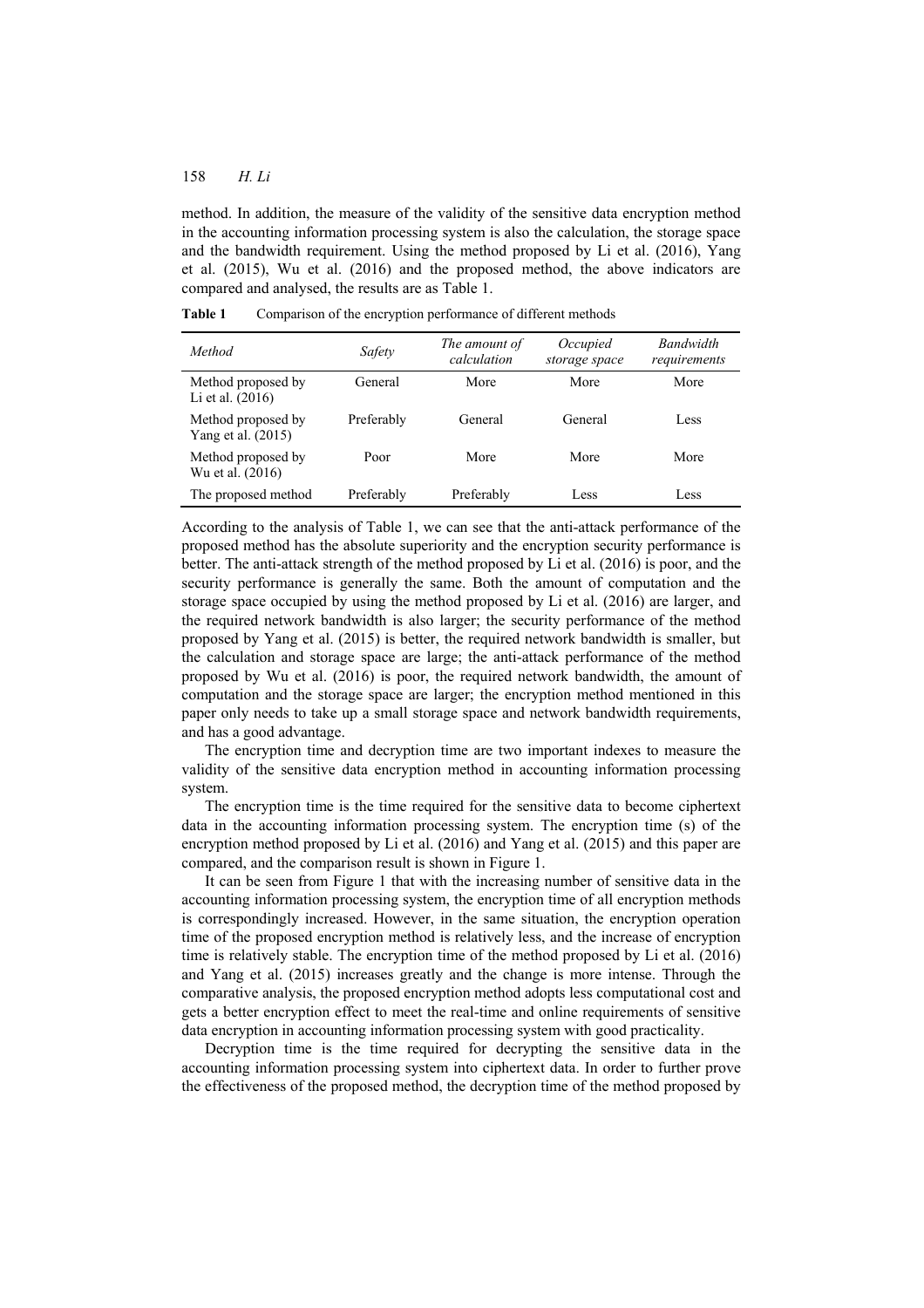method. In addition, the measure of the validity of the sensitive data encryption method in the accounting information processing system is also the calculation, the storage space and the bandwidth requirement. Using the method proposed by Li et al. (2016), Yang et al. (2015), Wu et al. (2016) and the proposed method, the above indicators are compared and analysed, the results are as Table 1.

**Table 1** Comparison of the encryption performance of different methods

| *Method* | *Safety* | *The amount of calculation* | *Occupied storage space* | *Bandwidth requirements* |
|---|---|---|---|---|
| Method proposed by Li et al. (2016) | General | More | More | More |
| Method proposed by Yang et al. (2015) | Preferably | General | General | Less |
| Method proposed by Wu et al. (2016) | Poor | More | More | More |
| The proposed method | Preferably | Preferably | Less | Less |

According to the analysis of Table 1, we can see that the anti-attack performance of the proposed method has the absolute superiority and the encryption security performance is better. The anti-attack strength of the method proposed by Li et al. (2016) is poor, and the security performance is generally the same. Both the amount of computation and the storage space occupied by using the method proposed by Li et al. (2016) are larger, and the required network bandwidth is also larger; the security performance of the method proposed by Yang et al. (2015) is better, the required network bandwidth is smaller, but the calculation and storage space are large; the anti-attack performance of the method proposed by Wu et al. (2016) is poor, the required network bandwidth, the amount of computation and the storage space are larger; the encryption method mentioned in this paper only needs to take up a small storage space and network bandwidth requirements, and has a good advantage.

The encryption time and decryption time are two important indexes to measure the validity of the sensitive data encryption method in accounting information processing system.

The encryption time is the time required for the sensitive data to become ciphertext data in the accounting information processing system. The encryption time (s) of the encryption method proposed by Li et al. (2016) and Yang et al. (2015) and this paper are compared, and the comparison result is shown in Figure 1.

It can be seen from Figure 1 that with the increasing number of sensitive data in the accounting information processing system, the encryption time of all encryption methods is correspondingly increased. However, in the same situation, the encryption operation time of the proposed encryption method is relatively less, and the increase of encryption time is relatively stable. The encryption time of the method proposed by Li et al. (2016) and Yang et al. (2015) increases greatly and the change is more intense. Through the comparative analysis, the proposed encryption method adopts less computational cost and gets a better encryption effect to meet the real-time and online requirements of sensitive data encryption in accounting information processing system with good practicality.

Decryption time is the time required for decrypting the sensitive data in the accounting information processing system into ciphertext data. In order to further prove the effectiveness of the proposed method, the decryption time of the method proposed by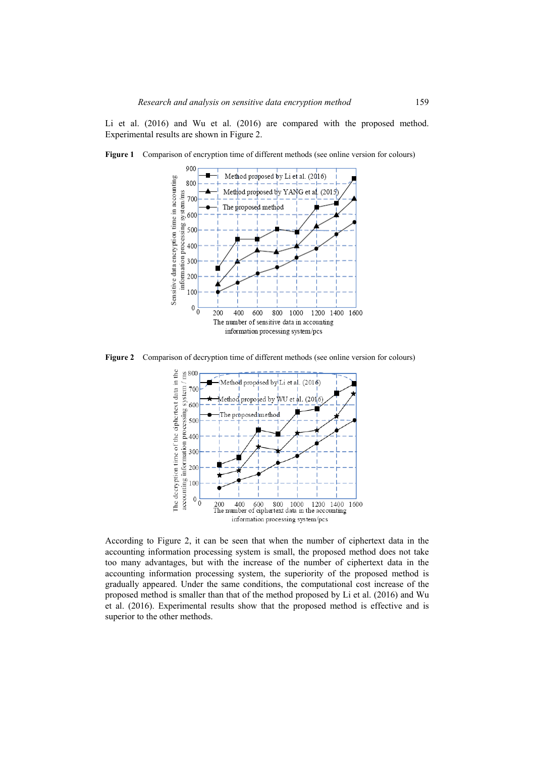Li et al. (2016) and Wu et al. (2016) are compared with the proposed method. Experimental results are shown in Figure 2.

**Figure 1** Comparison of encryption time of different methods (see online version for colours)

Method proposed by Li et al. (2016)
Method proposed by YANG et al. (2015)
The proposed method

Sensitive data encryption time in accounting information processing system/ms

0
100
200
300
400
500
600
700
800
900

0 200 400 600 800 1000 1200 1400 1600

The number of sensitive data in accounting information processing system/pcs

**Figure 2** Comparison of decryption time of different methods (see online version for colours)

Method proposed by Li et al. (2016)
Method proposed by WU et al. (2016)
The proposed method

The decryption time of the ciphertext data in the accounting information processing system / ms

0
100
200
300
400
500
600
700
800

0 200 400 600 800 1000 1200 1400 1600

The number of ciphertext data in the accounting information processing system/pcs

According to Figure 2, it can be seen that when the number of ciphertext data in the accounting information processing system is small, the proposed method does not take too many advantages, but with the increase of the number of ciphertext data in the accounting information processing system, the superiority of the proposed method is gradually appeared. Under the same conditions, the computational cost increase of the proposed method is smaller than that of the method proposed by Li et al. (2016) and Wu et al. (2016). Experimental results show that the proposed method is effective and is superior to the other methods.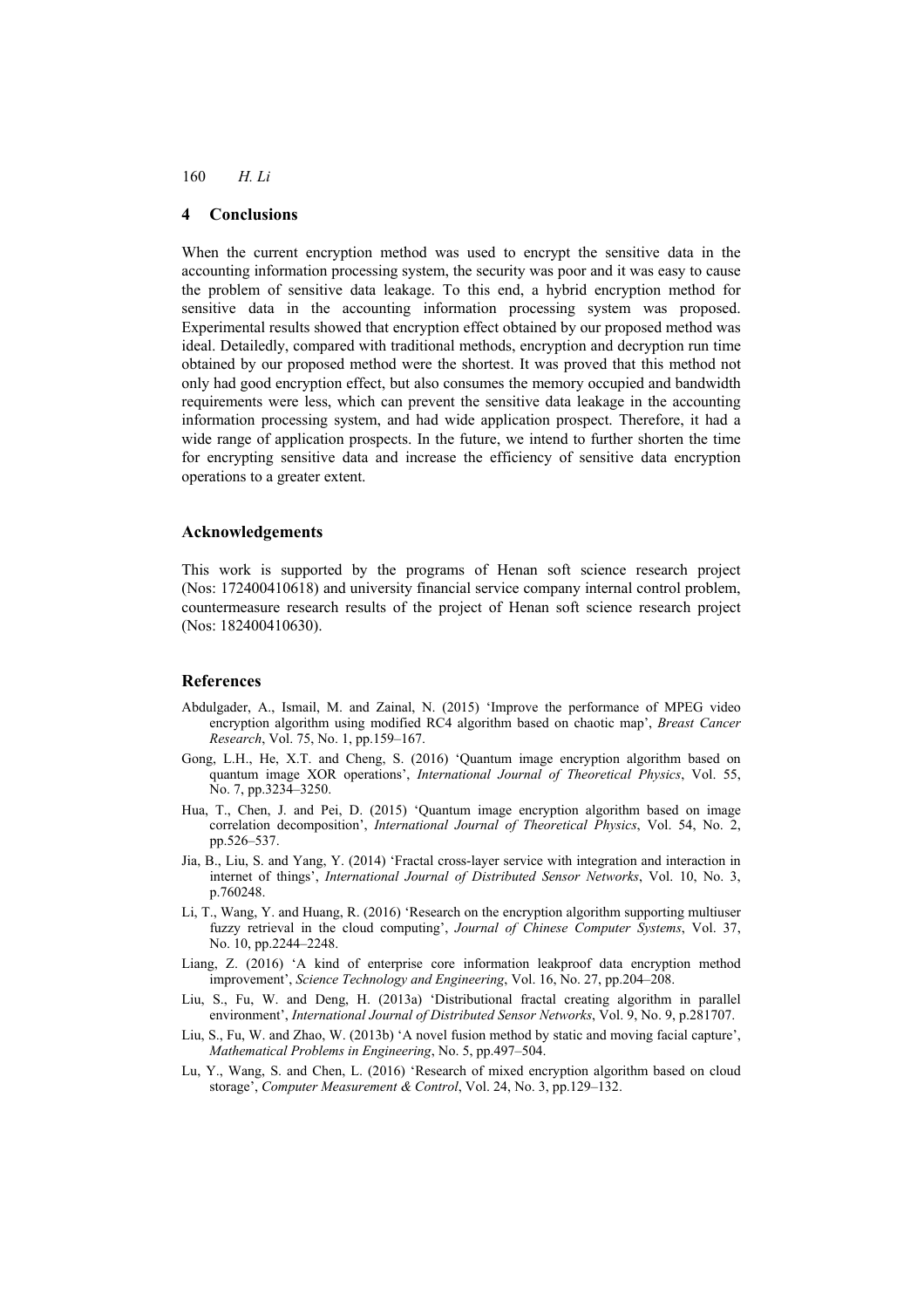## 4 Conclusions

When the current encryption method was used to encrypt the sensitive data in the accounting information processing system, the security was poor and it was easy to cause the problem of sensitive data leakage. To this end, a hybrid encryption method for sensitive data in the accounting information processing system was proposed. Experimental results showed that encryption effect obtained by our proposed method was ideal. Detailedly, compared with traditional methods, encryption and decryption run time obtained by our proposed method were the shortest. It was proved that this method not only had good encryption effect, but also consumes the memory occupied and bandwidth requirements were less, which can prevent the sensitive data leakage in the accounting information processing system, and had wide application prospect. Therefore, it had a wide range of application prospects. In the future, we intend to further shorten the time for encrypting sensitive data and increase the efficiency of sensitive data encryption operations to a greater extent.

## Acknowledgements

This work is supported by the programs of Henan soft science research project (Nos: 172400410618) and university financial service company internal control problem, countermeasure research results of the project of Henan soft science research project (Nos: 182400410630).

## References

Abdulgader, A., Ismail, M. and Zainal, N. (2015) 'Improve the performance of MPEG video encryption algorithm using modified RC4 algorithm based on chaotic map', *Breast Cancer Research*, Vol. 75, No. 1, pp.159–167.

Gong, L.H., He, X.T. and Cheng, S. (2016) 'Quantum image encryption algorithm based on quantum image XOR operations', *International Journal of Theoretical Physics*, Vol. 55, No. 7, pp.3234–3250.

Hua, T., Chen, J. and Pei, D. (2015) 'Quantum image encryption algorithm based on image correlation decomposition', *International Journal of Theoretical Physics*, Vol. 54, No. 2, pp.526–537.

Jia, B., Liu, S. and Yang, Y. (2014) 'Fractal cross-layer service with integration and interaction in internet of things', *International Journal of Distributed Sensor Networks*, Vol. 10, No. 3, p.760248.

Li, T., Wang, Y. and Huang, R. (2016) 'Research on the encryption algorithm supporting multiuser fuzzy retrieval in the cloud computing', *Journal of Chinese Computer Systems*, Vol. 37, No. 10, pp.2244–2248.

Liang, Z. (2016) 'A kind of enterprise core information leakproof data encryption method improvement', *Science Technology and Engineering*, Vol. 16, No. 27, pp.204–208.

Liu, S., Fu, W. and Deng, H. (2013a) 'Distributional fractal creating algorithm in parallel environment', *International Journal of Distributed Sensor Networks*, Vol. 9, No. 9, p.281707.

Liu, S., Fu, W. and Zhao, W. (2013b) 'A novel fusion method by static and moving facial capture', *Mathematical Problems in Engineering*, No. 5, pp.497–504.

Lu, Y., Wang, S. and Chen, L. (2016) 'Research of mixed encryption algorithm based on cloud storage', *Computer Measurement & Control*, Vol. 24, No. 3, pp.129–132.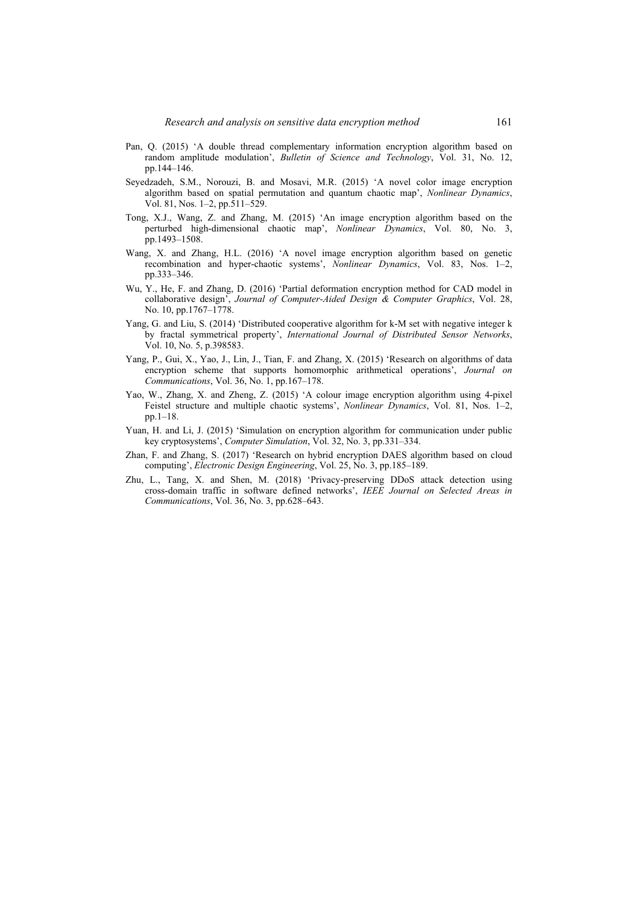Pan, Q. (2015) 'A double thread complementary information encryption algorithm based on random amplitude modulation', *Bulletin of Science and Technology*, Vol. 31, No. 12, pp.144–146.

Seyedzadeh, S.M., Norouzi, B. and Mosavi, M.R. (2015) 'A novel color image encryption algorithm based on spatial permutation and quantum chaotic map', *Nonlinear Dynamics*, Vol. 81, Nos. 1–2, pp.511–529.

Tong, X.J., Wang, Z. and Zhang, M. (2015) 'An image encryption algorithm based on the perturbed high-dimensional chaotic map', *Nonlinear Dynamics*, Vol. 80, No. 3, pp.1493–1508.

Wang, X. and Zhang, H.L. (2016) 'A novel image encryption algorithm based on genetic recombination and hyper-chaotic systems', *Nonlinear Dynamics*, Vol. 83, Nos. 1–2, pp.333–346.

Wu, Y., He, F. and Zhang, D. (2016) 'Partial deformation encryption method for CAD model in collaborative design', *Journal of Computer-Aided Design & Computer Graphics*, Vol. 28, No. 10, pp.1767–1778.

Yang, G. and Liu, S. (2014) 'Distributed cooperative algorithm for k-M set with negative integer k by fractal symmetrical property', *International Journal of Distributed Sensor Networks*, Vol. 10, No. 5, p.398583.

Yang, P., Gui, X., Yao, J., Lin, J., Tian, F. and Zhang, X. (2015) 'Research on algorithms of data encryption scheme that supports homomorphic arithmetical operations', *Journal on Communications*, Vol. 36, No. 1, pp.167–178.

Yao, W., Zhang, X. and Zheng, Z. (2015) 'A colour image encryption algorithm using 4-pixel Feistel structure and multiple chaotic systems', *Nonlinear Dynamics*, Vol. 81, Nos. 1–2, pp.1–18.

Yuan, H. and Li, J. (2015) 'Simulation on encryption algorithm for communication under public key cryptosystems', *Computer Simulation*, Vol. 32, No. 3, pp.331–334.

Zhan, F. and Zhang, S. (2017) 'Research on hybrid encryption DAES algorithm based on cloud computing', *Electronic Design Engineering*, Vol. 25, No. 3, pp.185–189.

Zhu, L., Tang, X. and Shen, M. (2018) 'Privacy-preserving DDoS attack detection using cross-domain traffic in software defined networks', *IEEE Journal on Selected Areas in Communications*, Vol. 36, No. 3, pp.628–643.